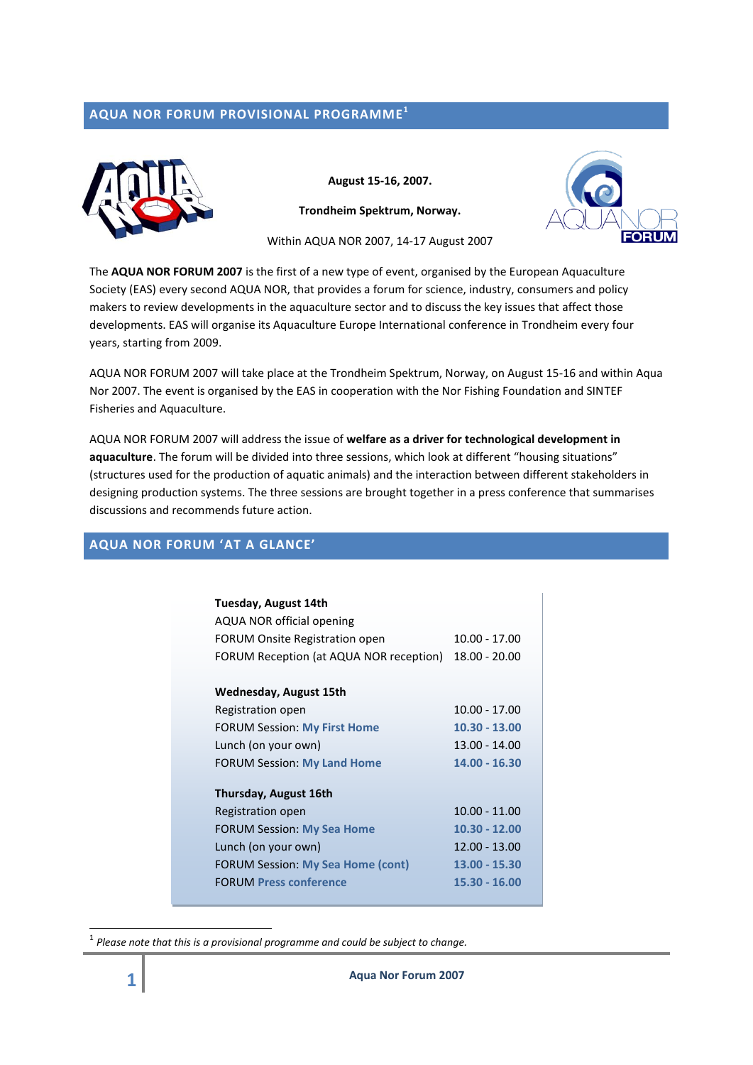## AQUA NOR FORUM PROVISIONAL PROGRAMME[1]

**August 15-16, 2007.**

**Trondheim Spektrum, Norway.**

Within AQUA NOR 2007, 14-17 August 2007

The **AQUA NOR FORUM 2007** is the first of a new type of event, organised by the European Aquaculture Society (EAS) every second AQUA NOR, that provides a forum for science, industry, consumers and policy makers to review developments in the aquaculture sector and to discuss the key issues that affect those developments. EAS will organise its Aquaculture Europe International conference in Trondheim every four years, starting from 2009.

AQUA NOR FORUM 2007 will take place at the Trondheim Spektrum, Norway, on August 15-16 and within Aqua Nor 2007. The event is organised by the EAS in cooperation with the Nor Fishing Foundation and SINTEF Fisheries and Aquaculture.

AQUA NOR FORUM 2007 will address the issue of **welfare as a driver for technological development in aquaculture**. The forum will be divided into three sessions, which look at different "housing situations" (structures used for the production of aquatic animals) and the interaction between different stakeholders in designing production systems. The three sessions are brought together in a press conference that summarises discussions and recommends future action.

## AQUA NOR FORUM 'AT A GLANCE'

| | |
|---|---|
| **Tuesday, August 14th** | |
| AQUA NOR official opening | |
| FORUM Onsite Registration open | 10.00 - 17.00 |
| FORUM Reception (at AQUA NOR reception) | 18.00 - 20.00 |
| | |
| **Wednesday, August 15th** | |
| Registration open | 10.00 - 17.00 |
| FORUM Session: **My First Home** | **10.30 - 13.00** |
| Lunch (on your own) | 13.00 - 14.00 |
| FORUM Session: **My Land Home** | **14.00 - 16.30** |
| | |
| **Thursday, August 16th** | |
| Registration open | 10.00 - 11.00 |
| FORUM Session: **My Sea Home** | **10.30 - 12.00** |
| Lunch (on your own) | 12.00 - 13.00 |
| FORUM Session: **My Sea Home (cont)** | **13.00 - 15.30** |
| FORUM **Press conference** | **15.30 - 16.00** |

[1] *Please note that this is a provisional programme and could be subject to change.*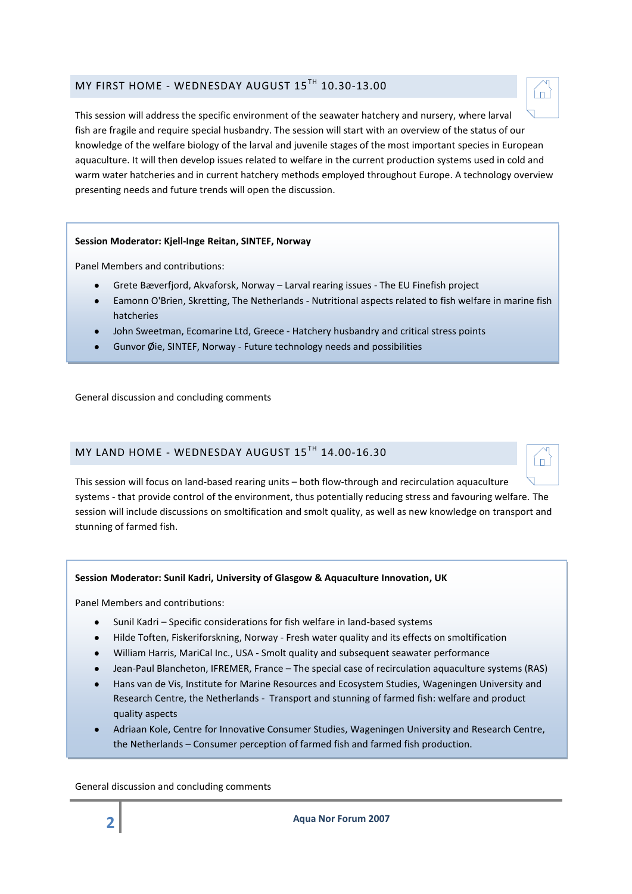## MY FIRST HOME - WEDNESDAY AUGUST 15TH 10.30-13.00

This session will address the specific environment of the seawater hatchery and nursery, where larval fish are fragile and require special husbandry. The session will start with an overview of the status of our knowledge of the welfare biology of the larval and juvenile stages of the most important species in European aquaculture. It will then develop issues related to welfare in the current production systems used in cold and warm water hatcheries and in current hatchery methods employed throughout Europe. A technology overview presenting needs and future trends will open the discussion.

**Session Moderator: Kjell-Inge Reitan, SINTEF, Norway**

Panel Members and contributions:

- Grete Bæverfjord, Akvaforsk, Norway – Larval rearing issues - The EU Finefish project
- Eamonn O'Brien, Skretting, The Netherlands - Nutritional aspects related to fish welfare in marine fish hatcheries
- John Sweetman, Ecomarine Ltd, Greece - Hatchery husbandry and critical stress points
- Gunvor Øie, SINTEF, Norway - Future technology needs and possibilities

General discussion and concluding comments

## MY LAND HOME - WEDNESDAY AUGUST 15TH 14.00-16.30

This session will focus on land-based rearing units – both flow-through and recirculation aquaculture systems - that provide control of the environment, thus potentially reducing stress and favouring welfare. The session will include discussions on smoltification and smolt quality, as well as new knowledge on transport and stunning of farmed fish.

**Session Moderator: Sunil Kadri, University of Glasgow & Aquaculture Innovation, UK**

Panel Members and contributions:

- Sunil Kadri – Specific considerations for fish welfare in land-based systems
- Hilde Toften, Fiskeriforskning, Norway - Fresh water quality and its effects on smoltification
- William Harris, MariCal Inc., USA - Smolt quality and subsequent seawater performance
- Jean-Paul Blancheton, IFREMER, France – The special case of recirculation aquaculture systems (RAS)
- Hans van de Vis, Institute for Marine Resources and Ecosystem Studies, Wageningen University and Research Centre, the Netherlands - Transport and stunning of farmed fish: welfare and product quality aspects
- Adriaan Kole, Centre for Innovative Consumer Studies, Wageningen University and Research Centre, the Netherlands – Consumer perception of farmed fish and farmed fish production.

General discussion and concluding comments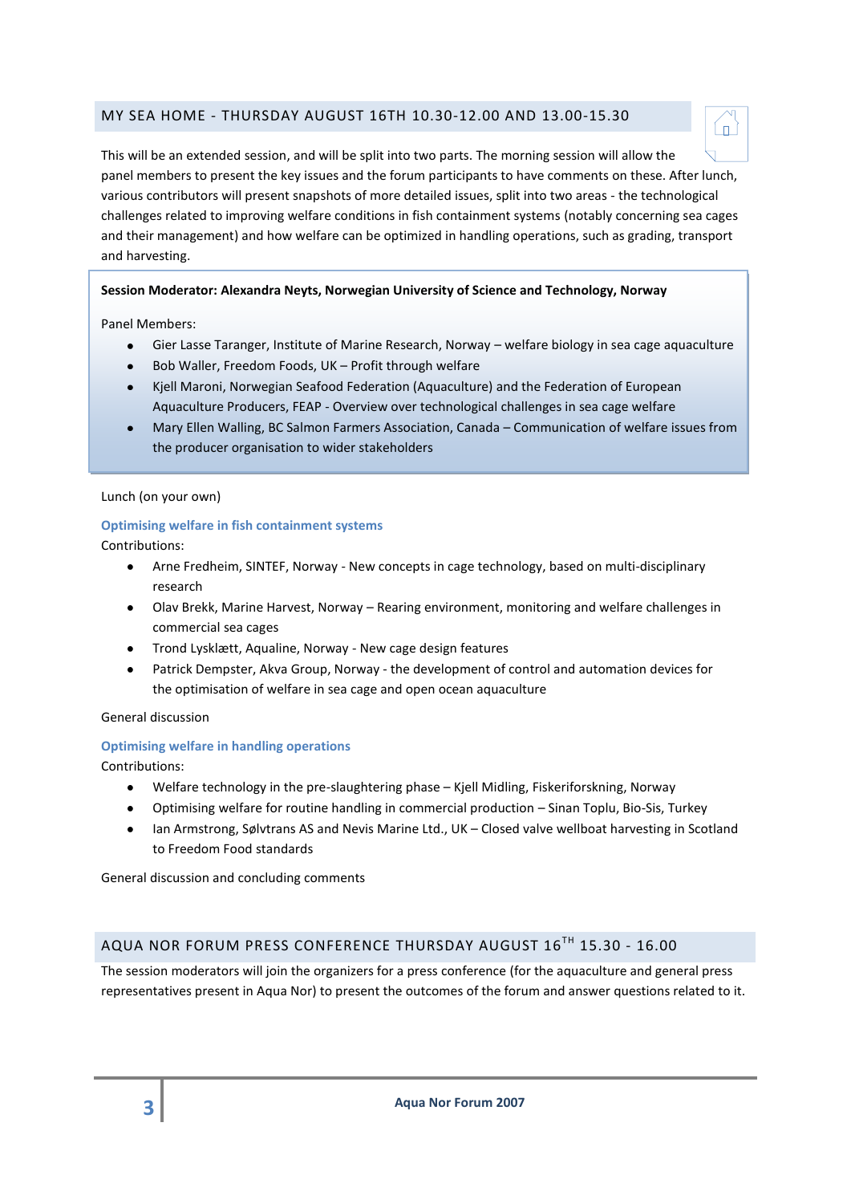## MY SEA HOME - THURSDAY AUGUST 16TH 10.30-12.00 AND 13.00-15.30

This will be an extended session, and will be split into two parts. The morning session will allow the panel members to present the key issues and the forum participants to have comments on these. After lunch, various contributors will present snapshots of more detailed issues, split into two areas - the technological challenges related to improving welfare conditions in fish containment systems (notably concerning sea cages and their management) and how welfare can be optimized in handling operations, such as grading, transport and harvesting.

**Session Moderator: Alexandra Neyts, Norwegian University of Science and Technology, Norway**

Panel Members:

- Gier Lasse Taranger, Institute of Marine Research, Norway – welfare biology in sea cage aquaculture
- Bob Waller, Freedom Foods, UK – Profit through welfare
- Kjell Maroni, Norwegian Seafood Federation (Aquaculture) and the Federation of European Aquaculture Producers, FEAP - Overview over technological challenges in sea cage welfare
- Mary Ellen Walling, BC Salmon Farmers Association, Canada – Communication of welfare issues from the producer organisation to wider stakeholders

Lunch (on your own)

### Optimising welfare in fish containment systems

Contributions:

- Arne Fredheim, SINTEF, Norway - New concepts in cage technology, based on multi-disciplinary research
- Olav Brekk, Marine Harvest, Norway – Rearing environment, monitoring and welfare challenges in commercial sea cages
- Trond Lysklætt, Aqualine, Norway - New cage design features
- Patrick Dempster, Akva Group, Norway - the development of control and automation devices for the optimisation of welfare in sea cage and open ocean aquaculture

General discussion

### Optimising welfare in handling operations

Contributions:

- Welfare technology in the pre-slaughtering phase – Kjell Midling, Fiskeriforskning, Norway
- Optimising welfare for routine handling in commercial production – Sinan Toplu, Bio-Sis, Turkey
- Ian Armstrong, Sølvtrans AS and Nevis Marine Ltd., UK – Closed valve wellboat harvesting in Scotland to Freedom Food standards

General discussion and concluding comments

## AQUA NOR FORUM PRESS CONFERENCE THURSDAY AUGUST 16TH 15.30 - 16.00

The session moderators will join the organizers for a press conference (for the aquaculture and general press representatives present in Aqua Nor) to present the outcomes of the forum and answer questions related to it.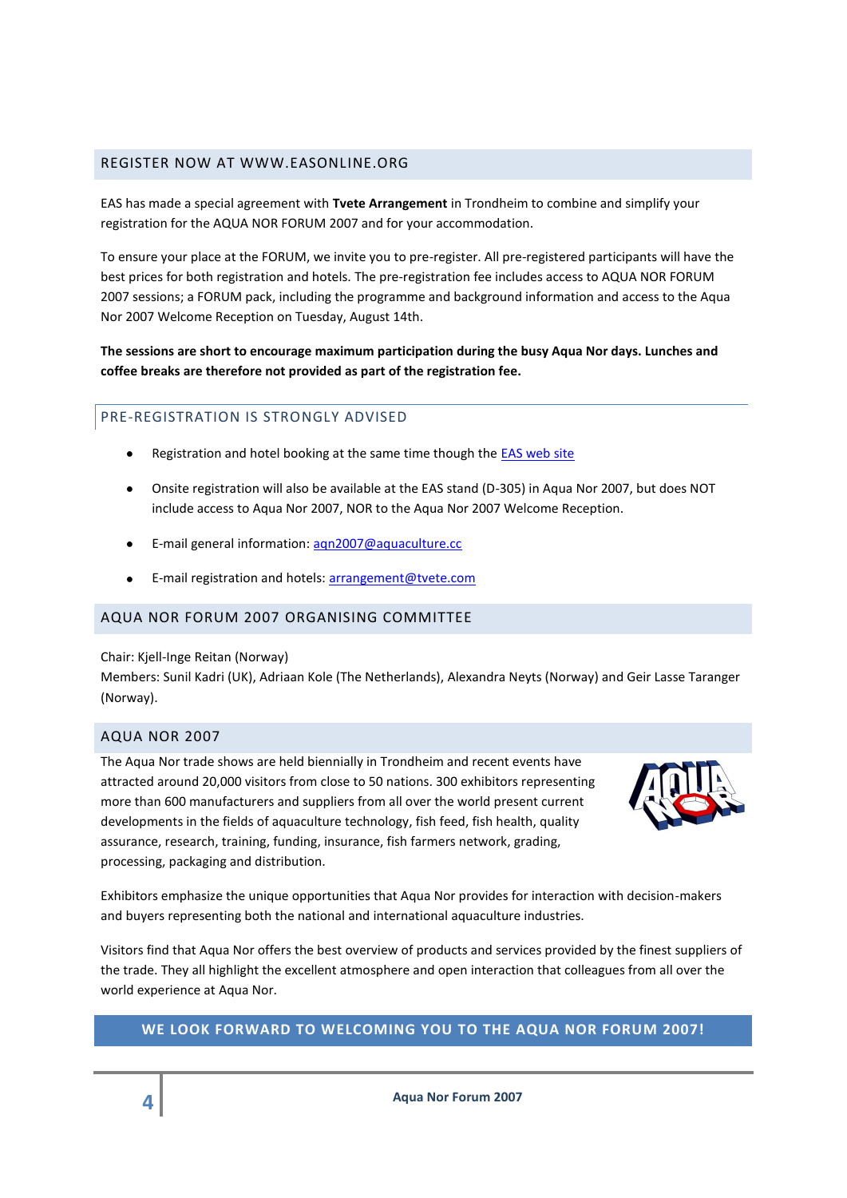## REGISTER NOW AT WWW.EASONLINE.ORG

EAS has made a special agreement with **Tvete Arrangement** in Trondheim to combine and simplify your registration for the AQUA NOR FORUM 2007 and for your accommodation.

To ensure your place at the FORUM, we invite you to pre-register. All pre-registered participants will have the best prices for both registration and hotels. The pre-registration fee includes access to AQUA NOR FORUM 2007 sessions; a FORUM pack, including the programme and background information and access to the Aqua Nor 2007 Welcome Reception on Tuesday, August 14th.

**The sessions are short to encourage maximum participation during the busy Aqua Nor days. Lunches and coffee breaks are therefore not provided as part of the registration fee.**

## PRE-REGISTRATION IS STRONGLY ADVISED

- Registration and hotel booking at the same time though the EAS web site
- Onsite registration will also be available at the EAS stand (D-305) in Aqua Nor 2007, but does NOT include access to Aqua Nor 2007, NOR to the Aqua Nor 2007 Welcome Reception.
- E-mail general information: aqn2007@aquaculture.cc
- E-mail registration and hotels: arrangement@tvete.com

## AQUA NOR FORUM 2007 ORGANISING COMMITTEE

Chair: Kjell-Inge Reitan (Norway)
Members: Sunil Kadri (UK), Adriaan Kole (The Netherlands), Alexandra Neyts (Norway) and Geir Lasse Taranger (Norway).

## AQUA NOR 2007

The Aqua Nor trade shows are held biennially in Trondheim and recent events have attracted around 20,000 visitors from close to 50 nations. 300 exhibitors representing more than 600 manufacturers and suppliers from all over the world present current developments in the fields of aquaculture technology, fish feed, fish health, quality assurance, research, training, funding, insurance, fish farmers network, grading, processing, packaging and distribution.

Exhibitors emphasize the unique opportunities that Aqua Nor provides for interaction with decision-makers and buyers representing both the national and international aquaculture industries.

Visitors find that Aqua Nor offers the best overview of products and services provided by the finest suppliers of the trade. They all highlight the excellent atmosphere and open interaction that colleagues from all over the world experience at Aqua Nor.

**WE LOOK FORWARD TO WELCOMING YOU TO THE AQUA NOR FORUM 2007!**